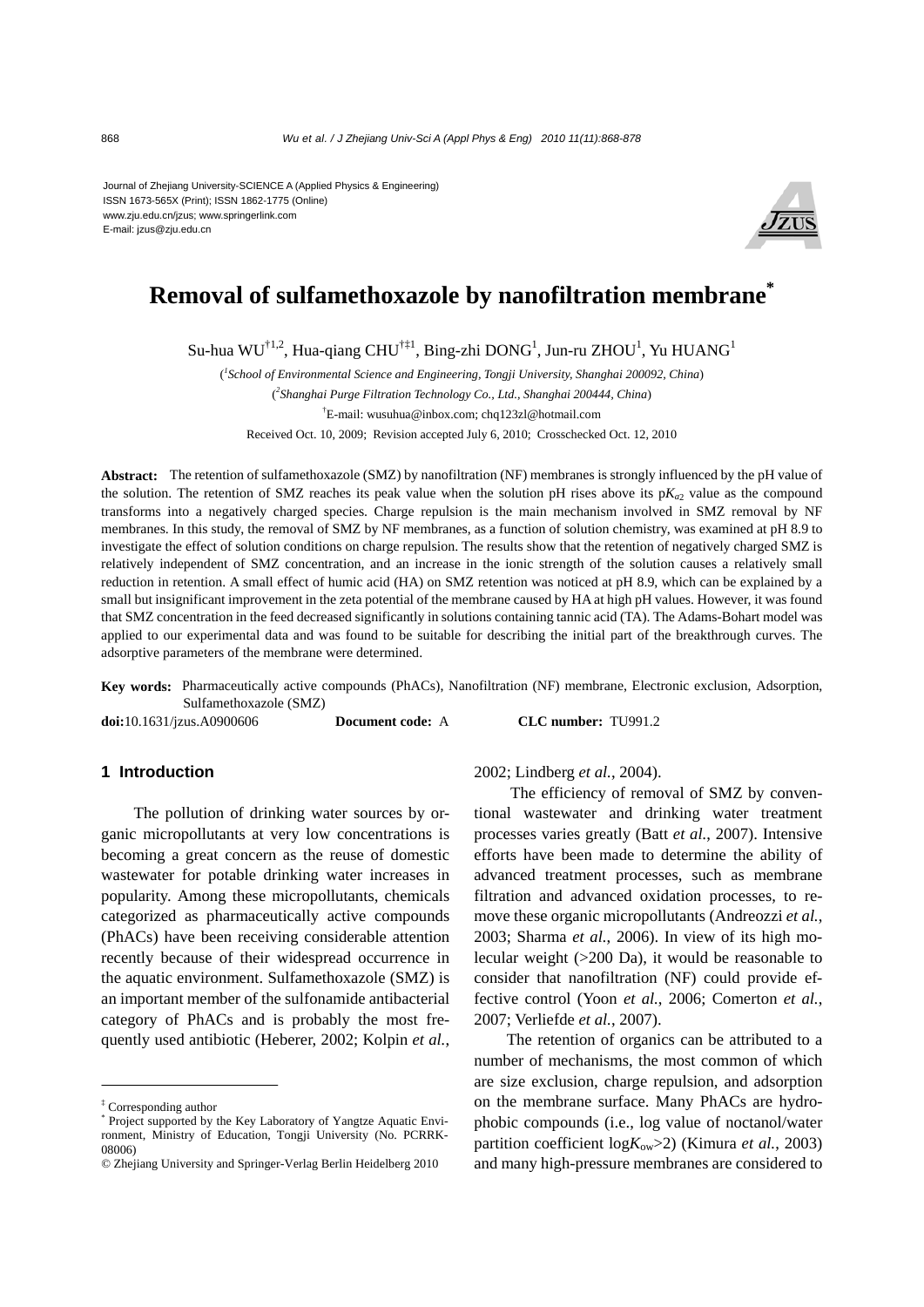Journal of Zhejiang University-SCIENCE A (Applied Physics & Engineering)
ISSN 1673-565X (Print); ISSN 1862-1775 (Online)
www.zju.edu.cn/jzus; www.springerlink.com
E-mail: jzus@zju.edu.cn

# Removal of sulfamethoxazole by nanofiltration membrane*

Su-hua WU[†1,2], Hua-qiang CHU[†‡1], Bing-zhi DONG[1], Jun-ru ZHOU[1], Yu HUANG[1]

([1]*School of Environmental Science and Engineering, Tongji University, Shanghai 200092, China*)

([2]*Shanghai Purge Filtration Technology Co., Ltd., Shanghai 200444, China*)

[†]E-mail: wusuhua@inbox.com; chq123zl@hotmail.com

Received Oct. 10, 2009; Revision accepted July 6, 2010; Crosschecked Oct. 12, 2010

**Abstract:** The retention of sulfamethoxazole (SMZ) by nanofiltration (NF) membranes is strongly influenced by the pH value of the solution. The retention of SMZ reaches its peak value when the solution pH rises above its $pK_{a2}$ value as the compound transforms into a negatively charged species. Charge repulsion is the main mechanism involved in SMZ removal by NF membranes. In this study, the removal of SMZ by NF membranes, as a function of solution chemistry, was examined at pH 8.9 to investigate the effect of solution conditions on charge repulsion. The results show that the retention of negatively charged SMZ is relatively independent of SMZ concentration, and an increase in the ionic strength of the solution causes a relatively small reduction in retention. A small effect of humic acid (HA) on SMZ retention was noticed at pH 8.9, which can be explained by a small but insignificant improvement in the zeta potential of the membrane caused by HA at high pH values. However, it was found that SMZ concentration in the feed decreased significantly in solutions containing tannic acid (TA). The Adams-Bohart model was applied to our experimental data and was found to be suitable for describing the initial part of the breakthrough curves. The adsorptive parameters of the membrane were determined.

**Key words:** Pharmaceutically active compounds (PhACs), Nanofiltration (NF) membrane, Electronic exclusion, Adsorption, Sulfamethoxazole (SMZ)

**doi:**10.1631/jzus.A0900606 **Document code:** A **CLC number:** TU991.2

## 1 Introduction

The pollution of drinking water sources by organic micropollutants at very low concentrations is becoming a great concern as the reuse of domestic wastewater for potable drinking water increases in popularity. Among these micropollutants, chemicals categorized as pharmaceutically active compounds (PhACs) have been receiving considerable attention recently because of their widespread occurrence in the aquatic environment. Sulfamethoxazole (SMZ) is an important member of the sulfonamide antibacterial category of PhACs and is probably the most frequently used antibiotic (Heberer, 2002; Kolpin *et al.*, 2002; Lindberg *et al.*, 2004).

The efficiency of removal of SMZ by conventional wastewater and drinking water treatment processes varies greatly (Batt *et al.*, 2007). Intensive efforts have been made to determine the ability of advanced treatment processes, such as membrane filtration and advanced oxidation processes, to remove these organic micropollutants (Andreozzi *et al.*, 2003; Sharma *et al.*, 2006). In view of its high molecular weight (>200 Da), it would be reasonable to consider that nanofiltration (NF) could provide effective control (Yoon *et al.*, 2006; Comerton *et al.*, 2007; Verliefde *et al.*, 2007).

The retention of organics can be attributed to a number of mechanisms, the most common of which are size exclusion, charge repulsion, and adsorption on the membrane surface. Many PhACs are hydrophobic compounds (i.e., log value of noctanol/water partition coefficient $\log K_{ow}>2$) (Kimura *et al.*, 2003) and many high-pressure membranes are considered to

---

[‡] Corresponding author

[*] Project supported by the Key Laboratory of Yangtze Aquatic Environment, Ministry of Education, Tongji University (No. PCRRK-08006)

© Zhejiang University and Springer-Verlag Berlin Heidelberg 2010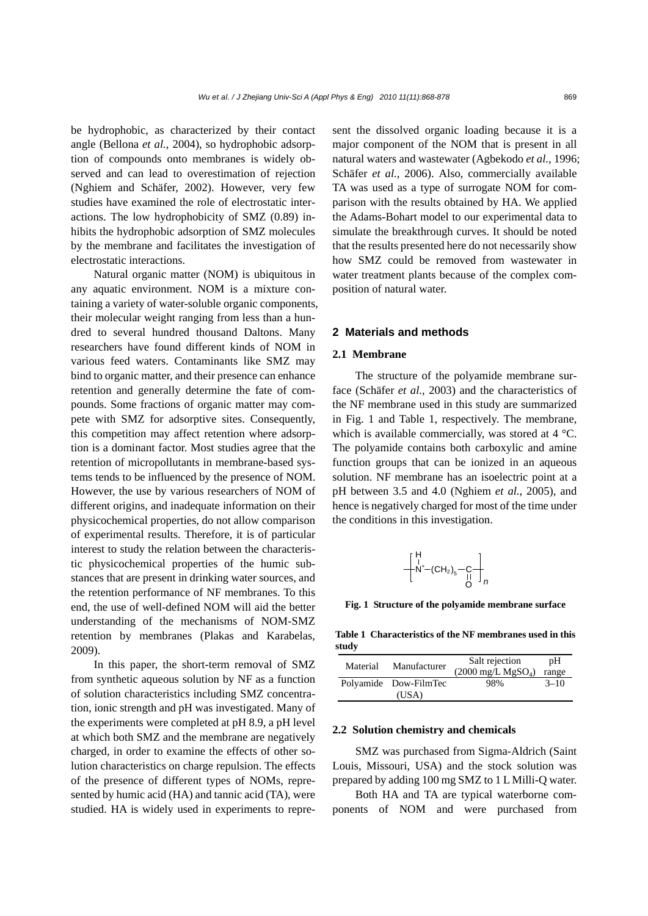be hydrophobic, as characterized by their contact angle (Bellona *et al.*, 2004), so hydrophobic adsorption of compounds onto membranes is widely observed and can lead to overestimation of rejection (Nghiem and Schäfer, 2002). However, very few studies have examined the role of electrostatic interactions. The low hydrophobicity of SMZ (0.89) inhibits the hydrophobic adsorption of SMZ molecules by the membrane and facilitates the investigation of electrostatic interactions.

Natural organic matter (NOM) is ubiquitous in any aquatic environment. NOM is a mixture containing a variety of water-soluble organic components, their molecular weight ranging from less than a hundred to several hundred thousand Daltons. Many researchers have found different kinds of NOM in various feed waters. Contaminants like SMZ may bind to organic matter, and their presence can enhance retention and generally determine the fate of compounds. Some fractions of organic matter may compete with SMZ for adsorptive sites. Consequently, this competition may affect retention where adsorption is a dominant factor. Most studies agree that the retention of micropollutants in membrane-based systems tends to be influenced by the presence of NOM. However, the use by various researchers of NOM of different origins, and inadequate information on their physicochemical properties, do not allow comparison of experimental results. Therefore, it is of particular interest to study the relation between the characteristic physicochemical properties of the humic substances that are present in drinking water sources, and the retention performance of NF membranes. To this end, the use of well-defined NOM will aid the better understanding of the mechanisms of NOM-SMZ retention by membranes (Plakas and Karabelas, 2009).

In this paper, the short-term removal of SMZ from synthetic aqueous solution by NF as a function of solution characteristics including SMZ concentration, ionic strength and pH was investigated. Many of the experiments were completed at pH 8.9, a pH level at which both SMZ and the membrane are negatively charged, in order to examine the effects of other solution characteristics on charge repulsion. The effects of the presence of different types of NOMs, represented by humic acid (HA) and tannic acid (TA), were studied. HA is widely used in experiments to represent the dissolved organic loading because it is a major component of the NOM that is present in all natural waters and wastewater (Agbekodo *et al.*, 1996; Schäfer *et al.*, 2006). Also, commercially available TA was used as a type of surrogate NOM for comparison with the results obtained by HA. We applied the Adams-Bohart model to our experimental data to simulate the breakthrough curves. It should be noted that the results presented here do not necessarily show how SMZ could be removed from wastewater in water treatment plants because of the complex composition of natural water.

## 2 Materials and methods

### 2.1 Membrane

The structure of the polyamide membrane surface (Schäfer *et al.*, 2003) and the characteristics of the NF membrane used in this study are summarized in Fig. 1 and Table 1, respectively. The membrane, which is available commercially, was stored at 4 °C. The polyamide contains both carboxylic and amine function groups that can be ionized in an aqueous solution. NF membrane has an isoelectric point at a pH between 3.5 and 4.0 (Nghiem *et al.*, 2005), and hence is negatively charged for most of the time under the conditions in this investigation.

$$\left[ \overset{\text{H}}{\overset{|}{\text{N}^{+}}} - (\text{CH}_2)_5 - \underset{\text{O}}{\underset{\|}{\text{C}}} \right]_n$$

**Fig. 1 Structure of the polyamide membrane surface**

**Table 1 Characteristics of the NF membranes used in this study**

| Material | Manufacturer | Salt rejection (2000 mg/L $MgSO_4$) | pH range |
|---|---|---|---|
| Polyamide | Dow-FilmTec (USA) | 98% | 3–10 |

### 2.2 Solution chemistry and chemicals

SMZ was purchased from Sigma-Aldrich (Saint Louis, Missouri, USA) and the stock solution was prepared by adding 100 mg SMZ to 1 L Milli-Q water.

Both HA and TA are typical waterborne components of NOM and were purchased from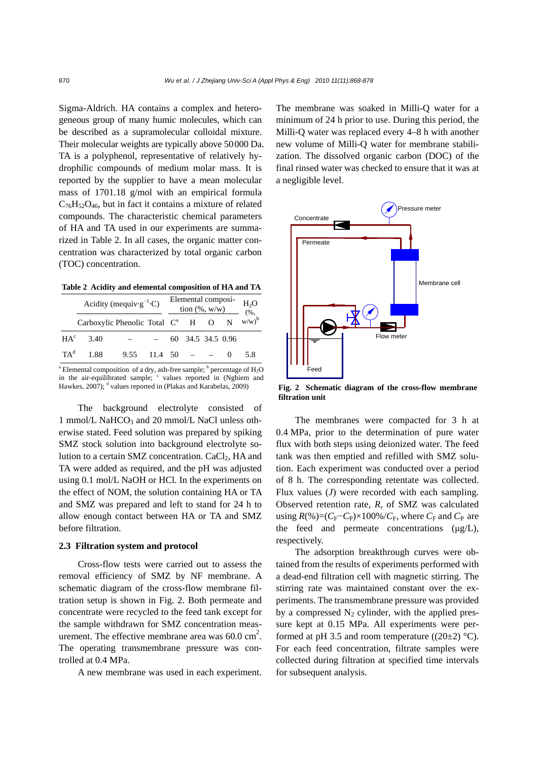Sigma-Aldrich. HA contains a complex and heterogeneous group of many humic molecules, which can be described as a supramolecular colloidal mixture. Their molecular weights are typically above 50 000 Da. TA is a polyphenol, representative of relatively hydrophilic compounds of medium molar mass. It is reported by the supplier to have a mean molecular mass of 1701.18 g/mol with an empirical formula $C_{76}H_{52}O_{46}$, but in fact it contains a mixture of related compounds. The characteristic chemical parameters of HA and TA used in our experiments are summarized in Table 2. In all cases, the organic matter concentration was characterized by total organic carbon (TOC) concentration.

**Table 2 Acidity and elemental composition of HA and TA**

| | Acidity (mequiv·g$^{-1}$·C) | | | Elemental composition (%, w/w) | | | | $H_2O$ (%, w/w)[b] |
|---|---|---|---|---|---|---|---|---|
| | Carboxylic | Phenolic | Total | C[a] | H | O | N | |
| HA[c] | 3.40 | – | – | 60 | 34.5 | 34.5 | 0.96 | |
| TA[d] | 1.88 | 9.55 | 11.4 | 50 | – | – | 0 | 5.8 |

[a] Elemental composition of a dry, ash-free sample; [b] percentage of $H_2O$ in the air-equilibrated sample; [c] values reported in (Nghiem and Hawkes, 2007); [d] values reported in (Plakas and Karabelas, 2009)

The background electrolyte consisted of 1 mmol/L $NaHCO_3$ and 20 mmol/L NaCl unless otherwise stated. Feed solution was prepared by spiking SMZ stock solution into background electrolyte solution to a certain SMZ concentration. $CaCl_2$, HA and TA were added as required, and the pH was adjusted using 0.1 mol/L NaOH or HCl. In the experiments on the effect of NOM, the solution containing HA or TA and SMZ was prepared and left to stand for 24 h to allow enough contact between HA or TA and SMZ before filtration.

### 2.3 Filtration system and protocol

Cross-flow tests were carried out to assess the removal efficiency of SMZ by NF membrane. A schematic diagram of the cross-flow membrane filtration setup is shown in Fig. 2. Both permeate and concentrate were recycled to the feed tank except for the sample withdrawn for SMZ concentration measurement. The effective membrane area was 60.0 cm$^2$. The operating transmembrane pressure was controlled at 0.4 MPa.

A new membrane was used in each experiment. The membrane was soaked in Milli-Q water for a minimum of 24 h prior to use. During this period, the Milli-Q water was replaced every 4–8 h with another new volume of Milli-Q water for membrane stabilization. The dissolved organic carbon (DOC) of the final rinsed water was checked to ensure that it was at a negligible level.

**Fig. 2 Schematic diagram of the cross-flow membrane filtration unit**

The membranes were compacted for 3 h at 0.4 MPa, prior to the determination of pure water flux with both steps using deionized water. The feed tank was then emptied and refilled with SMZ solution. Each experiment was conducted over a period of 8 h. The corresponding retentate was collected. Flux values ($J$) were recorded with each sampling. Observed retention rate, $R$, of SMZ was calculated using $R(\%)=(C_F-C_P)\times100\%/C_F$, where $C_F$ and $C_P$ are the feed and permeate concentrations (μg/L), respectively.

The adsorption breakthrough curves were obtained from the results of experiments performed with a dead-end filtration cell with magnetic stirring. The stirring rate was maintained constant over the experiments. The transmembrane pressure was provided by a compressed $N_2$ cylinder, with the applied pressure kept at 0.15 MPa. All experiments were performed at pH 3.5 and room temperature ((20±2) °C). For each feed concentration, filtrate samples were collected during filtration at specified time intervals for subsequent analysis.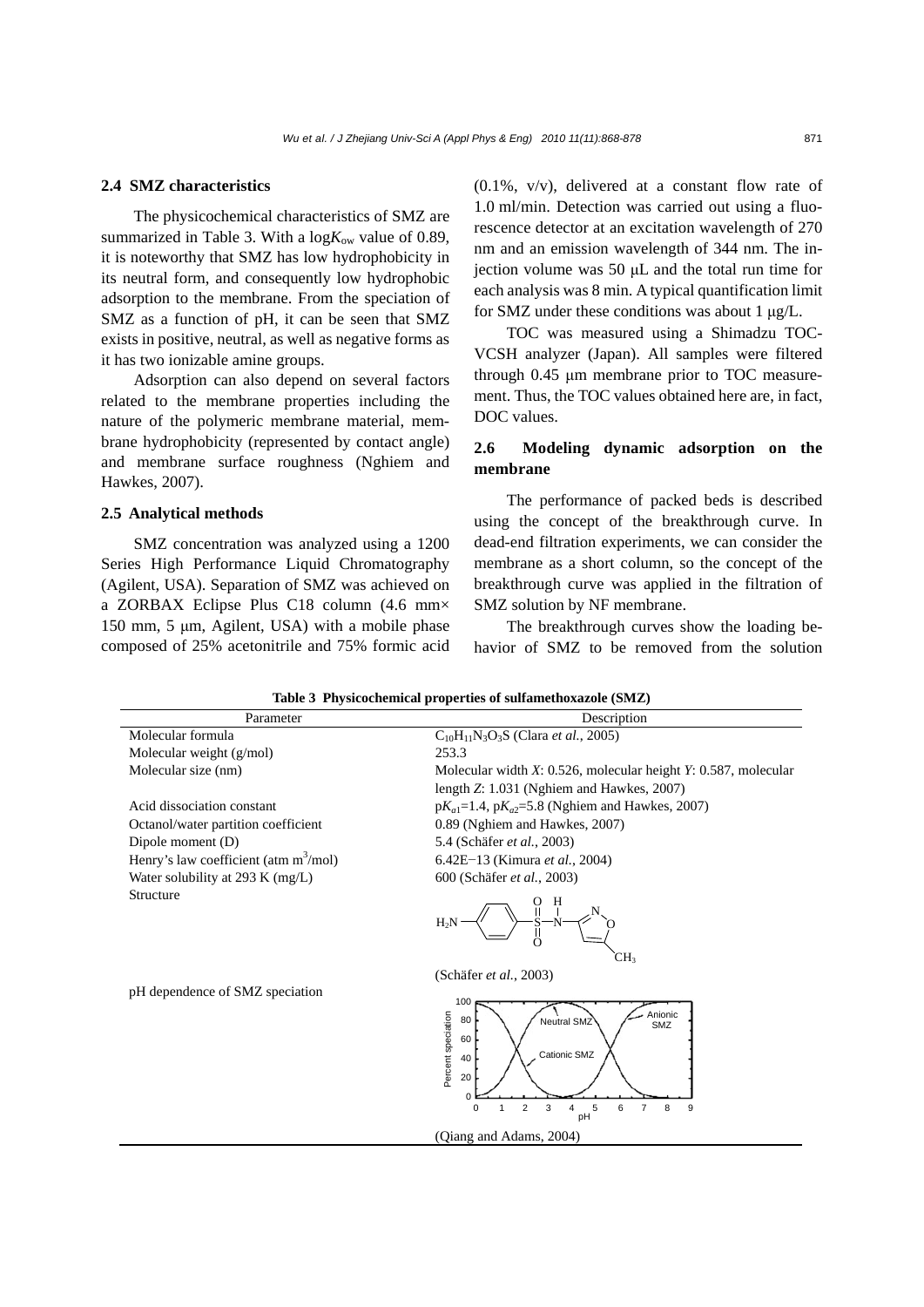### 2.4 SMZ characteristics

The physicochemical characteristics of SMZ are summarized in Table 3. With a $\log K_{ow}$ value of 0.89, it is noteworthy that SMZ has low hydrophobicity in its neutral form, and consequently low hydrophobic adsorption to the membrane. From the speciation of SMZ as a function of pH, it can be seen that SMZ exists in positive, neutral, as well as negative forms as it has two ionizable amine groups.

Adsorption can also depend on several factors related to the membrane properties including the nature of the polymeric membrane material, membrane hydrophobicity (represented by contact angle) and membrane surface roughness (Nghiem and Hawkes, 2007).

### 2.5 Analytical methods

SMZ concentration was analyzed using a 1200 Series High Performance Liquid Chromatography (Agilent, USA). Separation of SMZ was achieved on a ZORBAX Eclipse Plus C18 column (4.6 mm× 150 mm, 5 μm, Agilent, USA) with a mobile phase composed of 25% acetonitrile and 75% formic acid (0.1%, v/v), delivered at a constant flow rate of 1.0 ml/min. Detection was carried out using a fluorescence detector at an excitation wavelength of 270 nm and an emission wavelength of 344 nm. The injection volume was 50 μL and the total run time for each analysis was 8 min. A typical quantification limit for SMZ under these conditions was about 1 μg/L.

TOC was measured using a Shimadzu TOC-VCSH analyzer (Japan). All samples were filtered through 0.45 μm membrane prior to TOC measurement. Thus, the TOC values obtained here are, in fact, DOC values.

### 2.6 Modeling dynamic adsorption on the membrane

The performance of packed beds is described using the concept of the breakthrough curve. In dead-end filtration experiments, we can consider the membrane as a short column, so the concept of the breakthrough curve was applied in the filtration of SMZ solution by NF membrane.

The breakthrough curves show the loading behavior of SMZ to be removed from the solution

**Table 3 Physicochemical properties of sulfamethoxazole (SMZ)**

| Parameter | Description |
|---|---|
| Molecular formula | $C_{10}H_{11}N_3O_3S$ (Clara *et al.*, 2005) |
| Molecular weight (g/mol) | 253.3 |
| Molecular size (nm) | Molecular width *X*: 0.526, molecular height *Y*: 0.587, molecular length *Z*: 1.031 (Nghiem and Hawkes, 2007) |
| Acid dissociation constant | $pK_{a1}$=1.4, $pK_{a2}$=5.8 (Nghiem and Hawkes, 2007) |
| Octanol/water partition coefficient | 0.89 (Nghiem and Hawkes, 2007) |
| Dipole moment (D) | 5.4 (Schäfer *et al.*, 2003) |
| Henry's law coefficient (atm m$^3$/mol) | 6.42E−13 (Kimura *et al.*, 2004) |
| Water solubility at 293 K (mg/L) | 600 (Schäfer *et al.*, 2003) |
| Structure | (Schäfer *et al.*, 2003) |
| pH dependence of SMZ speciation | (Qiang and Adams, 2004) |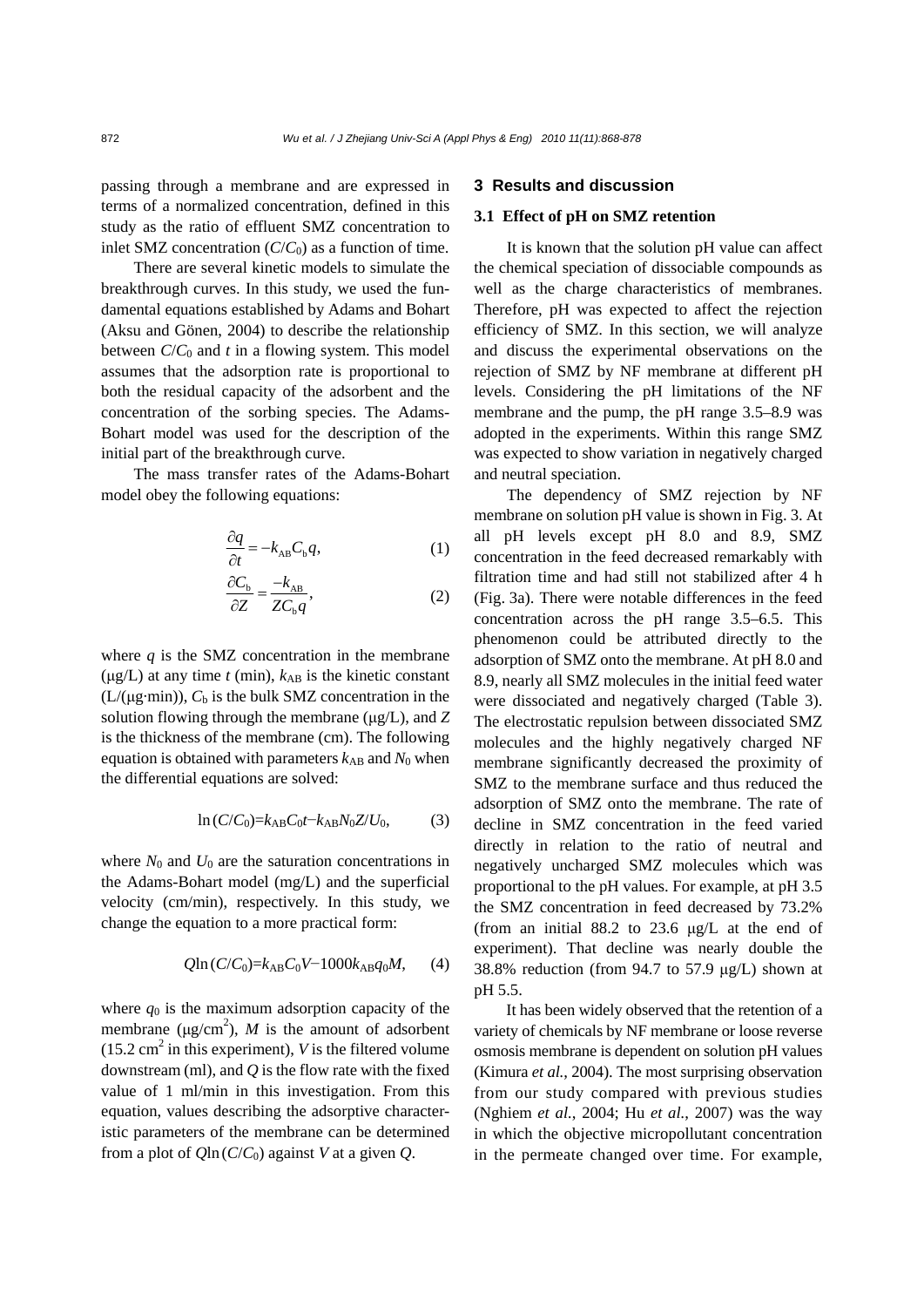passing through a membrane and are expressed in terms of a normalized concentration, defined in this study as the ratio of effluent SMZ concentration to inlet SMZ concentration ($C/C_0$) as a function of time.

There are several kinetic models to simulate the breakthrough curves. In this study, we used the fundamental equations established by Adams and Bohart (Aksu and Gönen, 2004) to describe the relationship between $C/C_0$ and $t$ in a flowing system. This model assumes that the adsorption rate is proportional to both the residual capacity of the adsorbent and the concentration of the sorbing species. The Adams-Bohart model was used for the description of the initial part of the breakthrough curve.

The mass transfer rates of the Adams-Bohart model obey the following equations:

$$\frac{\partial q}{\partial t} = -k_{\mathrm{AB}} C_{\mathrm{b}} q, \quad (1)$$

$$\frac{\partial C_{\mathrm{b}}}{\partial Z} = \frac{-k_{\mathrm{AB}}}{Z C_{\mathrm{b}} q}, \quad (2)$$

where $q$ is the SMZ concentration in the membrane (μg/L) at any time $t$ (min), $k_{\mathrm{AB}}$ is the kinetic constant (L/(μg·min)), $C_{\mathrm{b}}$ is the bulk SMZ concentration in the solution flowing through the membrane (μg/L), and $Z$ is the thickness of the membrane (cm). The following equation is obtained with parameters $k_{\mathrm{AB}}$ and $N_0$ when the differential equations are solved:

$$\ln(C/C_0) = k_{\mathrm{AB}} C_0 t - k_{\mathrm{AB}} N_0 Z / U_0, \quad (3)$$

where $N_0$ and $U_0$ are the saturation concentrations in the Adams-Bohart model (mg/L) and the superficial velocity (cm/min), respectively. In this study, we change the equation to a more practical form:

$$Q\ln(C/C_0) = k_{\mathrm{AB}} C_0 V - 1000 k_{\mathrm{AB}} q_0 M, \quad (4)$$

where $q_0$ is the maximum adsorption capacity of the membrane (μg/cm$^2$), $M$ is the amount of adsorbent (15.2 cm$^2$ in this experiment), $V$ is the filtered volume downstream (ml), and $Q$ is the flow rate with the fixed value of 1 ml/min in this investigation. From this equation, values describing the adsorptive characteristic parameters of the membrane can be determined from a plot of $Q\ln(C/C_0)$ against $V$ at a given $Q$.

## 3 Results and discussion

### 3.1 Effect of pH on SMZ retention

It is known that the solution pH value can affect the chemical speciation of dissociable compounds as well as the charge characteristics of membranes. Therefore, pH was expected to affect the rejection efficiency of SMZ. In this section, we will analyze and discuss the experimental observations on the rejection of SMZ by NF membrane at different pH levels. Considering the pH limitations of the NF membrane and the pump, the pH range 3.5–8.9 was adopted in the experiments. Within this range SMZ was expected to show variation in negatively charged and neutral speciation.

The dependency of SMZ rejection by NF membrane on solution pH value is shown in Fig. 3. At all pH levels except pH 8.0 and 8.9, SMZ concentration in the feed decreased remarkably with filtration time and had still not stabilized after 4 h (Fig. 3a). There were notable differences in the feed concentration across the pH range 3.5–6.5. This phenomenon could be attributed directly to the adsorption of SMZ onto the membrane. At pH 8.0 and 8.9, nearly all SMZ molecules in the initial feed water were dissociated and negatively charged (Table 3). The electrostatic repulsion between dissociated SMZ molecules and the highly negatively charged NF membrane significantly decreased the proximity of SMZ to the membrane surface and thus reduced the adsorption of SMZ onto the membrane. The rate of decline in SMZ concentration in the feed varied directly in relation to the ratio of neutral and negatively uncharged SMZ molecules which was proportional to the pH values. For example, at pH 3.5 the SMZ concentration in feed decreased by 73.2% (from an initial 88.2 to 23.6 μg/L at the end of experiment). That decline was nearly double the 38.8% reduction (from 94.7 to 57.9 μg/L) shown at pH 5.5.

It has been widely observed that the retention of a variety of chemicals by NF membrane or loose reverse osmosis membrane is dependent on solution pH values (Kimura *et al.*, 2004). The most surprising observation from our study compared with previous studies (Nghiem *et al.*, 2004; Hu *et al.*, 2007) was the way in which the objective micropollutant concentration in the permeate changed over time. For example,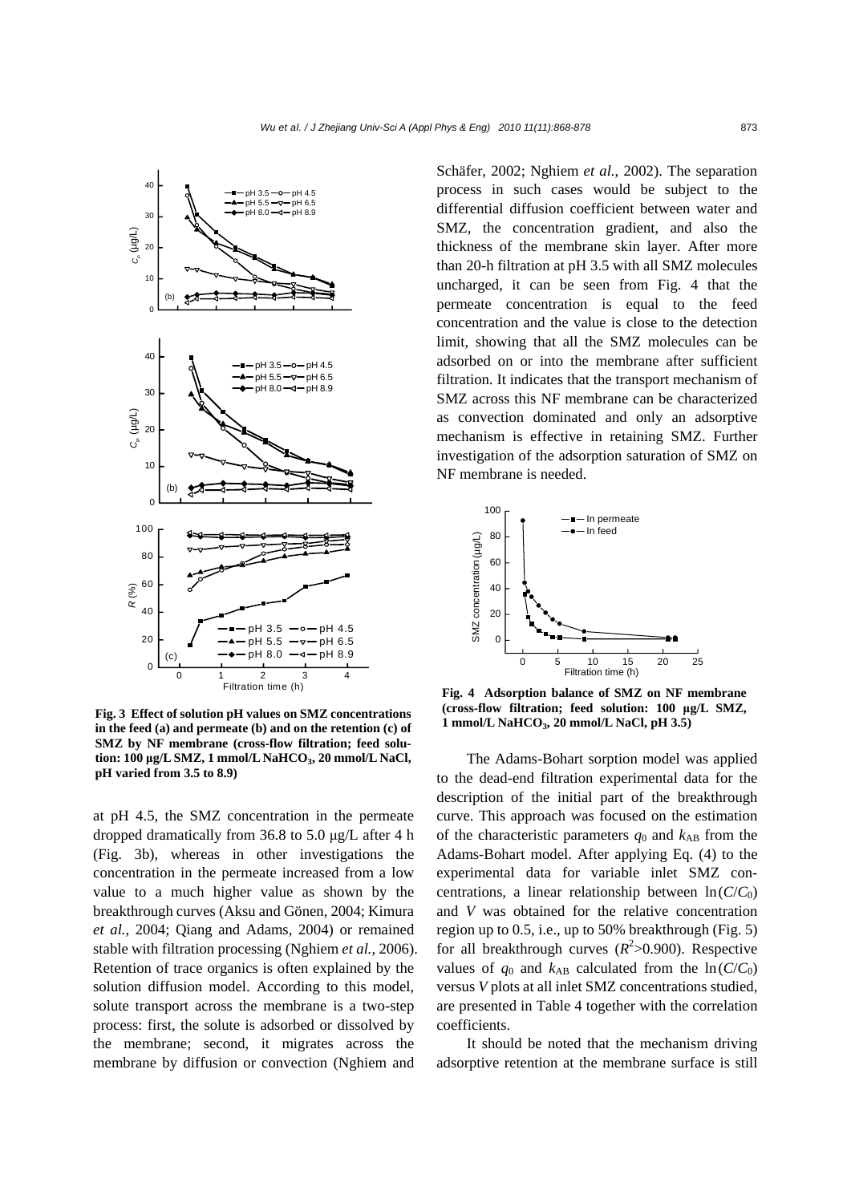Fig. 3 Effect of solution pH values on SMZ concentrations in the feed (a) and permeate (b) and on the retention (c) of SMZ by NF membrane (cross-flow filtration; feed solution: 100 μg/L SMZ, 1 mmol/L $NaHCO_3$, 20 mmol/L NaCl, pH varied from 3.5 to 8.9)

at pH 4.5, the SMZ concentration in the permeate dropped dramatically from 36.8 to 5.0 μg/L after 4 h (Fig. 3b), whereas in other investigations the concentration in the permeate increased from a low value to a much higher value as shown by the breakthrough curves (Aksu and Gönen, 2004; Kimura *et al.*, 2004; Qiang and Adams, 2004) or remained stable with filtration processing (Nghiem *et al.*, 2006). Retention of trace organics is often explained by the solution diffusion model. According to this model, solute transport across the membrane is a two-step process: first, the solute is adsorbed or dissolved by the membrane; second, it migrates across the membrane by diffusion or convection (Nghiem and Schäfer, 2002; Nghiem *et al.*, 2002). The separation process in such cases would be subject to the differential diffusion coefficient between water and SMZ, the concentration gradient, and also the thickness of the membrane skin layer. After more than 20-h filtration at pH 3.5 with all SMZ molecules uncharged, it can be seen from Fig. 4 that the permeate concentration is equal to the feed concentration and the value is close to the detection limit, showing that all the SMZ molecules can be adsorbed on or into the membrane after sufficient filtration. It indicates that the transport mechanism of SMZ across this NF membrane can be characterized as convection dominated and only an adsorptive mechanism is effective in retaining SMZ. Further investigation of the adsorption saturation of SMZ on NF membrane is needed.

Fig. 4 Adsorption balance of SMZ on NF membrane (cross-flow filtration; feed solution: 100 μg/L SMZ, 1 mmol/L $NaHCO_3$, 20 mmol/L NaCl, pH 3.5)

The Adams-Bohart sorption model was applied to the dead-end filtration experimental data for the description of the initial part of the breakthrough curve. This approach was focused on the estimation of the characteristic parameters $q_0$ and $k_{AB}$ from the Adams-Bohart model. After applying Eq. (4) to the experimental data for variable inlet SMZ concentrations, a linear relationship between $\ln(C/C_0)$ and $V$ was obtained for the relative concentration region up to 0.5, i.e., up to 50% breakthrough (Fig. 5) for all breakthrough curves ($R^2$>0.900). Respective values of $q_0$ and $k_{AB}$ calculated from the $\ln(C/C_0)$ versus $V$ plots at all inlet SMZ concentrations studied, are presented in Table 4 together with the correlation coefficients.

It should be noted that the mechanism driving adsorptive retention at the membrane surface is still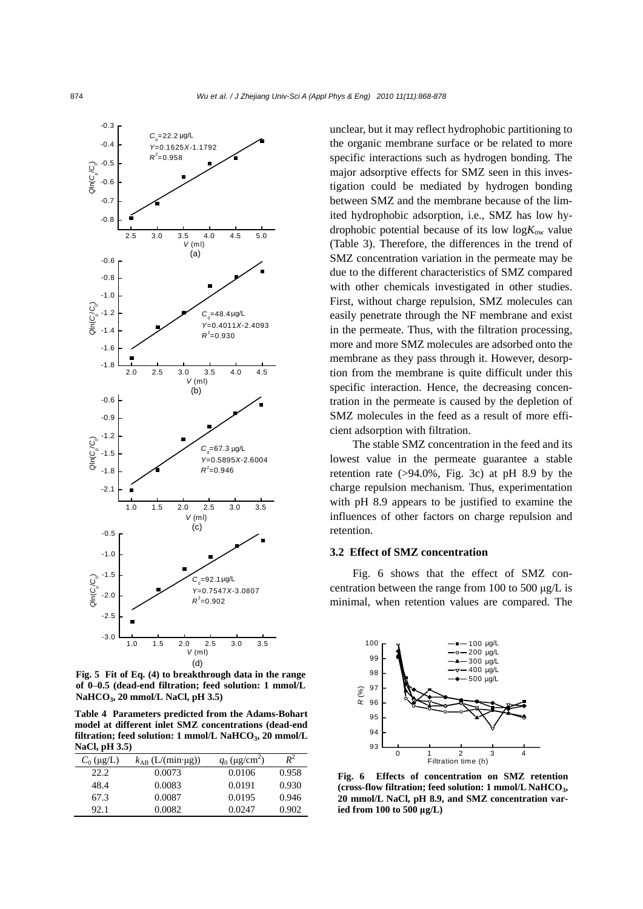Fig. 5 Fit of Eq. (4) to breakthrough data in the range of 0–0.5 (dead-end filtration; feed solution: 1 mmol/L $NaHCO_3$, 20 mmol/L NaCl, pH 3.5)

**Table 4 Parameters predicted from the Adams-Bohart model at different inlet SMZ concentrations (dead-end filtration; feed solution: 1 mmol/L $NaHCO_3$, 20 mmol/L NaCl, pH 3.5)**

| $C_0$ (μg/L) | $k_{AB}$ (L/(min·μg)) | $q_0$ (μg/cm$^2$) | $R^2$ |
|---|---|---|---|
| 22.2 | 0.0073 | 0.0106 | 0.958 |
| 48.4 | 0.0083 | 0.0191 | 0.930 |
| 67.3 | 0.0087 | 0.0195 | 0.946 |
| 92.1 | 0.0082 | 0.0247 | 0.902 |

unclear, but it may reflect hydrophobic partitioning to the organic membrane surface or be related to more specific interactions such as hydrogen bonding. The major adsorptive effects for SMZ seen in this investigation could be mediated by hydrogen bonding between SMZ and the membrane because of the limited hydrophobic adsorption, i.e., SMZ has low hydrophobic potential because of its low $\log K_{ow}$ value (Table 3). Therefore, the differences in the trend of SMZ concentration variation in the permeate may be due to the different characteristics of SMZ compared with other chemicals investigated in other studies. First, without charge repulsion, SMZ molecules can easily penetrate through the NF membrane and exist in the permeate. Thus, with the filtration processing, more and more SMZ molecules are adsorbed onto the membrane as they pass through it. However, desorption from the membrane is quite difficult under this specific interaction. Hence, the decreasing concentration in the permeate is caused by the depletion of SMZ molecules in the feed as a result of more efficient adsorption with filtration.

The stable SMZ concentration in the feed and its lowest value in the permeate guarantee a stable retention rate (>94.0%, Fig. 3c) at pH 8.9 by the charge repulsion mechanism. Thus, experimentation with pH 8.9 appears to be justified to examine the influences of other factors on charge repulsion and retention.

### 3.2 Effect of SMZ concentration

Fig. 6 shows that the effect of SMZ concentration between the range from 100 to 500 μg/L is minimal, when retention values are compared. The

Fig. 6 Effects of concentration on SMZ retention (cross-flow filtration; feed solution: 1 mmol/L $NaHCO_3$, 20 mmol/L NaCl, pH 8.9, and SMZ concentration varied from 100 to 500 μg/L)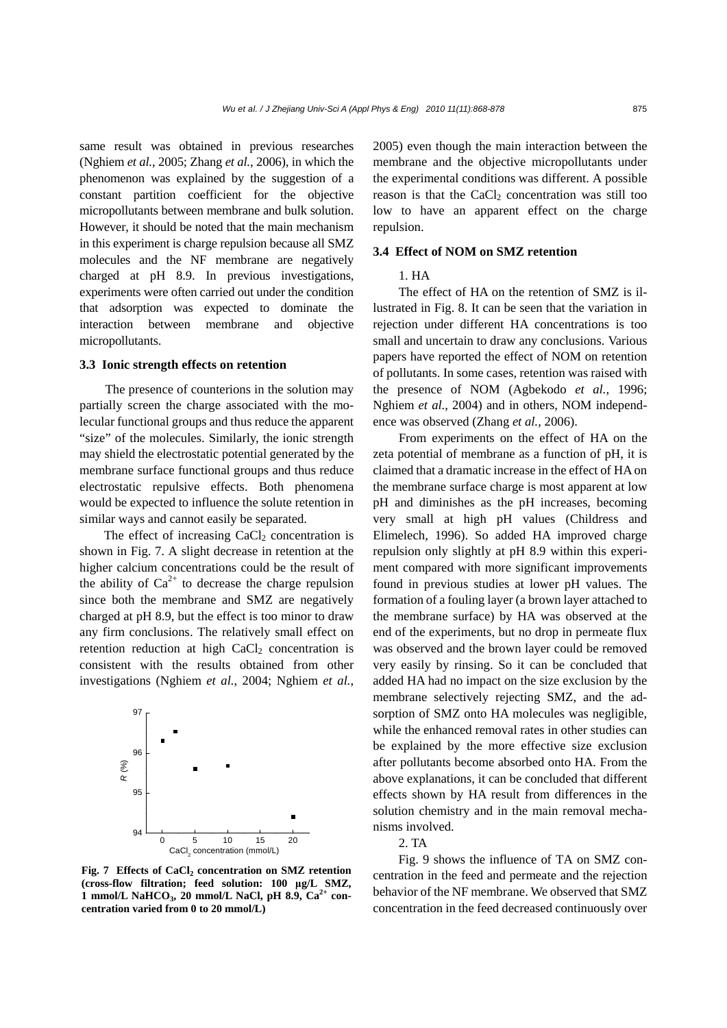same result was obtained in previous researches (Nghiem *et al.*, 2005; Zhang *et al.*, 2006), in which the phenomenon was explained by the suggestion of a constant partition coefficient for the objective micropollutants between membrane and bulk solution. However, it should be noted that the main mechanism in this experiment is charge repulsion because all SMZ molecules and the NF membrane are negatively charged at pH 8.9. In previous investigations, experiments were often carried out under the condition that adsorption was expected to dominate the interaction between membrane and objective micropollutants.

### 3.3 Ionic strength effects on retention

The presence of counterions in the solution may partially screen the charge associated with the molecular functional groups and thus reduce the apparent "size" of the molecules. Similarly, the ionic strength may shield the electrostatic potential generated by the membrane surface functional groups and thus reduce electrostatic repulsive effects. Both phenomena would be expected to influence the solute retention in similar ways and cannot easily be separated.

The effect of increasing $CaCl_2$ concentration is shown in Fig. 7. A slight decrease in retention at the higher calcium concentrations could be the result of the ability of $Ca^{2+}$ to decrease the charge repulsion since both the membrane and SMZ are negatively charged at pH 8.9, but the effect is too minor to draw any firm conclusions. The relatively small effect on retention reduction at high $CaCl_2$ concentration is consistent with the results obtained from other investigations (Nghiem *et al.*, 2004; Nghiem *et al.*, 2005) even though the main interaction between the membrane and the objective micropollutants under the experimental conditions was different. A possible reason is that the $CaCl_2$ concentration was still too low to have an apparent effect on the charge repulsion.

**Fig. 7 Effects of $CaCl_2$ concentration on SMZ retention (cross-flow filtration; feed solution: 100 μg/L SMZ, 1 mmol/L $NaHCO_3$, 20 mmol/L NaCl, pH 8.9, $Ca^{2+}$ concentration varied from 0 to 20 mmol/L)**

### 3.4 Effect of NOM on SMZ retention

1. HA

The effect of HA on the retention of SMZ is illustrated in Fig. 8. It can be seen that the variation in rejection under different HA concentrations is too small and uncertain to draw any conclusions. Various papers have reported the effect of NOM on retention of pollutants. In some cases, retention was raised with the presence of NOM (Agbekodo *et al.*, 1996; Nghiem *et al.*, 2004) and in others, NOM independence was observed (Zhang *et al.*, 2006).

From experiments on the effect of HA on the zeta potential of membrane as a function of pH, it is claimed that a dramatic increase in the effect of HA on the membrane surface charge is most apparent at low pH and diminishes as the pH increases, becoming very small at high pH values (Childress and Elimelech, 1996). So added HA improved charge repulsion only slightly at pH 8.9 within this experiment compared with more significant improvements found in previous studies at lower pH values. The formation of a fouling layer (a brown layer attached to the membrane surface) by HA was observed at the end of the experiments, but no drop in permeate flux was observed and the brown layer could be removed very easily by rinsing. So it can be concluded that added HA had no impact on the size exclusion by the membrane selectively rejecting SMZ, and the adsorption of SMZ onto HA molecules was negligible, while the enhanced removal rates in other studies can be explained by the more effective size exclusion after pollutants become absorbed onto HA. From the above explanations, it can be concluded that different effects shown by HA result from differences in the solution chemistry and in the main removal mechanisms involved.

2. TA

Fig. 9 shows the influence of TA on SMZ concentration in the feed and permeate and the rejection behavior of the NF membrane. We observed that SMZ concentration in the feed decreased continuously over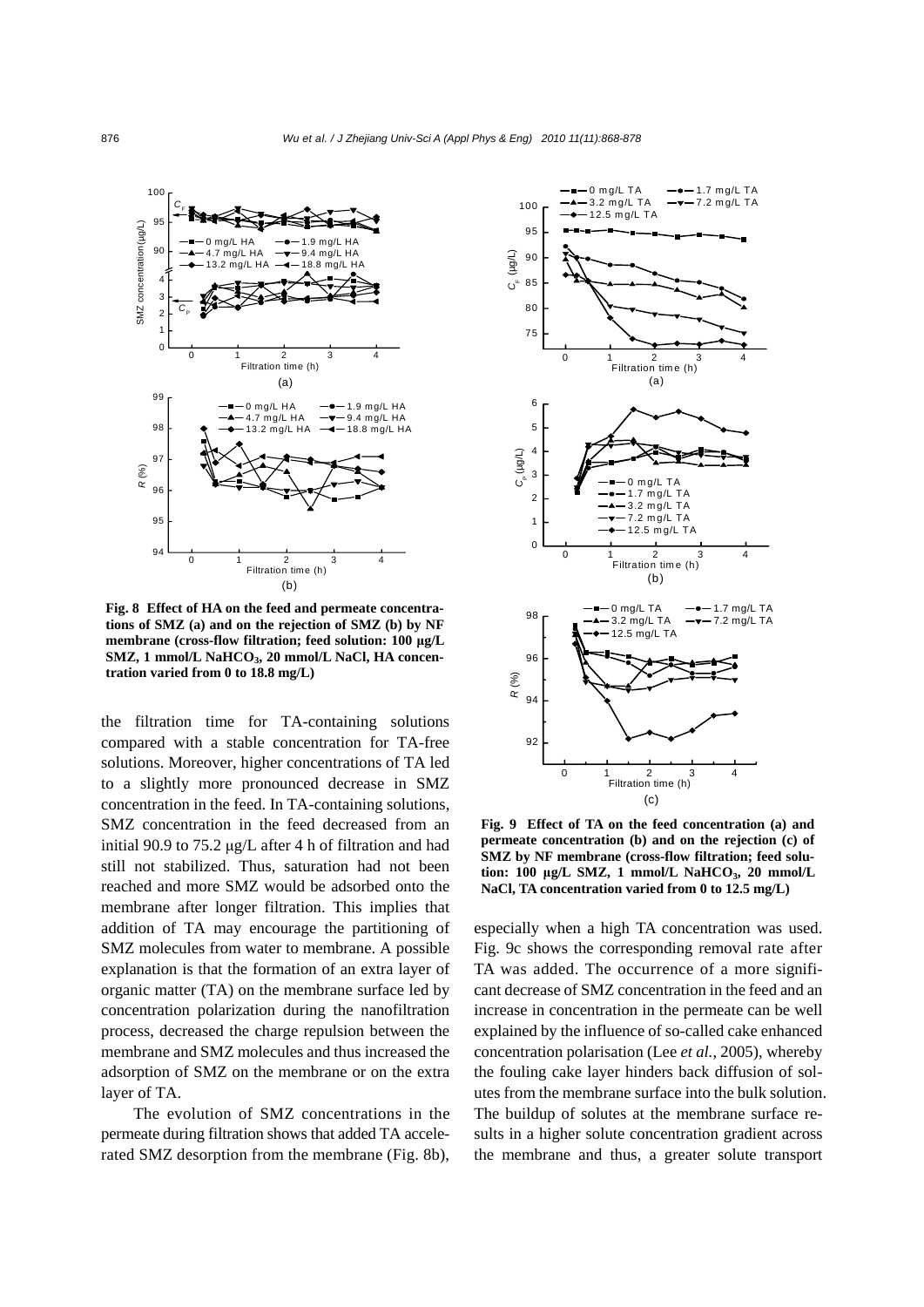**Fig. 8 Effect of HA on the feed and permeate concentrations of SMZ (a) and on the rejection of SMZ (b) by NF membrane (cross-flow filtration; feed solution: 100 μg/L SMZ, 1 mmol/L $NaHCO_3$, 20 mmol/L NaCl, HA concentration varied from 0 to 18.8 mg/L)**

the filtration time for TA-containing solutions compared with a stable concentration for TA-free solutions. Moreover, higher concentrations of TA led to a slightly more pronounced decrease in SMZ concentration in the feed. In TA-containing solutions, SMZ concentration in the feed decreased from an initial 90.9 to 75.2 μg/L after 4 h of filtration and had still not stabilized. Thus, saturation had not been reached and more SMZ would be adsorbed onto the membrane after longer filtration. This implies that addition of TA may encourage the partitioning of SMZ molecules from water to membrane. A possible explanation is that the formation of an extra layer of organic matter (TA) on the membrane surface led by concentration polarization during the nanofiltration process, decreased the charge repulsion between the membrane and SMZ molecules and thus increased the adsorption of SMZ on the membrane or on the extra layer of TA.

The evolution of SMZ concentrations in the permeate during filtration shows that added TA accelerated SMZ desorption from the membrane (Fig. 8b), especially when a high TA concentration was used. Fig. 9c shows the corresponding removal rate after TA was added. The occurrence of a more significant decrease of SMZ concentration in the feed and an increase in concentration in the permeate can be well explained by the influence of so-called cake enhanced concentration polarisation (Lee *et al.*, 2005), whereby the fouling cake layer hinders back diffusion of solutes from the membrane surface into the bulk solution. The buildup of solutes at the membrane surface results in a higher solute concentration gradient across the membrane and thus, a greater solute transport

**Fig. 9 Effect of TA on the feed concentration (a) and permeate concentration (b) and on the rejection (c) of SMZ by NF membrane (cross-flow filtration; feed solution: 100 μg/L SMZ, 1 mmol/L $NaHCO_3$, 20 mmol/L NaCl, TA concentration varied from 0 to 12.5 mg/L)**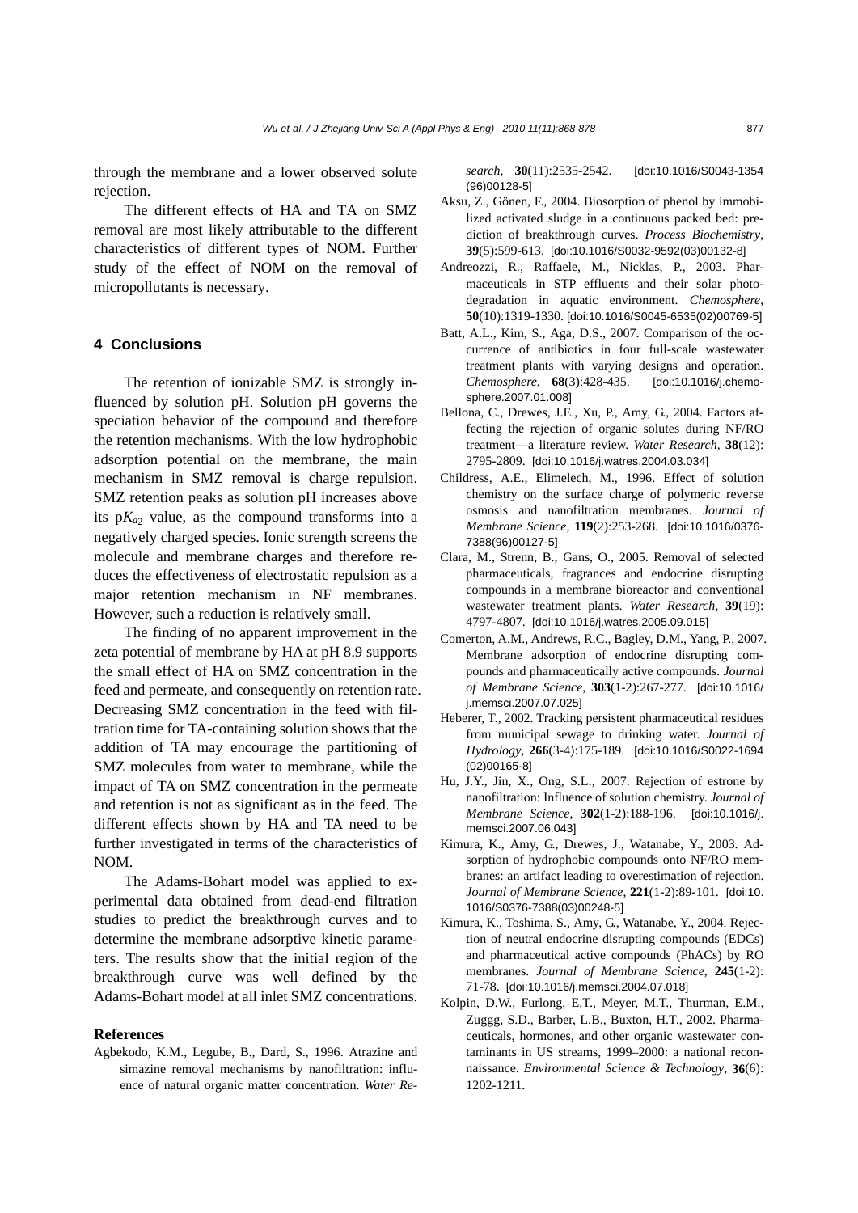through the membrane and a lower observed solute rejection.

The different effects of HA and TA on SMZ removal are most likely attributable to the different characteristics of different types of NOM. Further study of the effect of NOM on the removal of micropollutants is necessary.

## 4 Conclusions

The retention of ionizable SMZ is strongly influenced by solution pH. Solution pH governs the speciation behavior of the compound and therefore the retention mechanisms. With the low hydrophobic adsorption potential on the membrane, the main mechanism in SMZ removal is charge repulsion. SMZ retention peaks as solution pH increases above its $pK_{a2}$ value, as the compound transforms into a negatively charged species. Ionic strength screens the molecule and membrane charges and therefore reduces the effectiveness of electrostatic repulsion as a major retention mechanism in NF membranes. However, such a reduction is relatively small.

The finding of no apparent improvement in the zeta potential of membrane by HA at pH 8.9 supports the small effect of HA on SMZ concentration in the feed and permeate, and consequently on retention rate. Decreasing SMZ concentration in the feed with filtration time for TA-containing solution shows that the addition of TA may encourage the partitioning of SMZ molecules from water to membrane, while the impact of TA on SMZ concentration in the permeate and retention is not as significant as in the feed. The different effects shown by HA and TA need to be further investigated in terms of the characteristics of NOM.

The Adams-Bohart model was applied to experimental data obtained from dead-end filtration studies to predict the breakthrough curves and to determine the membrane adsorptive kinetic parameters. The results show that the initial region of the breakthrough curve was well defined by the Adams-Bohart model at all inlet SMZ concentrations.

### References

Agbekodo, K.M., Legube, B., Dard, S., 1996. Atrazine and simazine removal mechanisms by nanofiltration: influence of natural organic matter concentration. *Water Research*, **30**(11):2535-2542. [doi:10.1016/S0043-1354(96)00128-5]

Aksu, Z., Gönen, F., 2004. Biosorption of phenol by immobilized activated sludge in a continuous packed bed: prediction of breakthrough curves. *Process Biochemistry*, **39**(5):599-613. [doi:10.1016/S0032-9592(03)00132-8]

Andreozzi, R., Raffaele, M., Nicklas, P., 2003. Pharmaceuticals in STP effluents and their solar photodegradation in aquatic environment. *Chemosphere*, **50**(10):1319-1330. [doi:10.1016/S0045-6535(02)00769-5]

Batt, A.L., Kim, S., Aga, D.S., 2007. Comparison of the occurrence of antibiotics in four full-scale wastewater treatment plants with varying designs and operation. *Chemosphere*, **68**(3):428-435. [doi:10.1016/j.chemosphere.2007.01.008]

Bellona, C., Drewes, J.E., Xu, P., Amy, G., 2004. Factors affecting the rejection of organic solutes during NF/RO treatment—a literature review. *Water Research*, **38**(12): 2795-2809. [doi:10.1016/j.watres.2004.03.034]

Childress, A.E., Elimelech, M., 1996. Effect of solution chemistry on the surface charge of polymeric reverse osmosis and nanofiltration membranes. *Journal of Membrane Science*, **119**(2):253-268. [doi:10.1016/0376-7388(96)00127-5]

Clara, M., Strenn, B., Gans, O., 2005. Removal of selected pharmaceuticals, fragrances and endocrine disrupting compounds in a membrane bioreactor and conventional wastewater treatment plants. *Water Research*, **39**(19): 4797-4807. [doi:10.1016/j.watres.2005.09.015]

Comerton, A.M., Andrews, R.C., Bagley, D.M., Yang, P., 2007. Membrane adsorption of endocrine disrupting compounds and pharmaceutically active compounds. *Journal of Membrane Science*, **303**(1-2):267-277. [doi:10.1016/j.memsci.2007.07.025]

Heberer, T., 2002. Tracking persistent pharmaceutical residues from municipal sewage to drinking water. *Journal of Hydrology*, **266**(3-4):175-189. [doi:10.1016/S0022-1694(02)00165-8]

Hu, J.Y., Jin, X., Ong, S.L., 2007. Rejection of estrone by nanofiltration: Influence of solution chemistry. *Journal of Membrane Science*, **302**(1-2):188-196. [doi:10.1016/j.memsci.2007.06.043]

Kimura, K., Amy, G., Drewes, J., Watanabe, Y., 2003. Adsorption of hydrophobic compounds onto NF/RO membranes: an artifact leading to overestimation of rejection. *Journal of Membrane Science*, **221**(1-2):89-101. [doi:10.1016/S0376-7388(03)00248-5]

Kimura, K., Toshima, S., Amy, G., Watanabe, Y., 2004. Rejection of neutral endocrine disrupting compounds (EDCs) and pharmaceutical active compounds (PhACs) by RO membranes. *Journal of Membrane Science*, **245**(1-2): 71-78. [doi:10.1016/j.memsci.2004.07.018]

Kolpin, D.W., Furlong, E.T., Meyer, M.T., Thurman, E.M., Zuggg, S.D., Barber, L.B., Buxton, H.T., 2002. Pharmaceuticals, hormones, and other organic wastewater contaminants in US streams, 1999–2000: a national reconnaissance. *Environmental Science & Technology*, **36**(6): 1202-1211.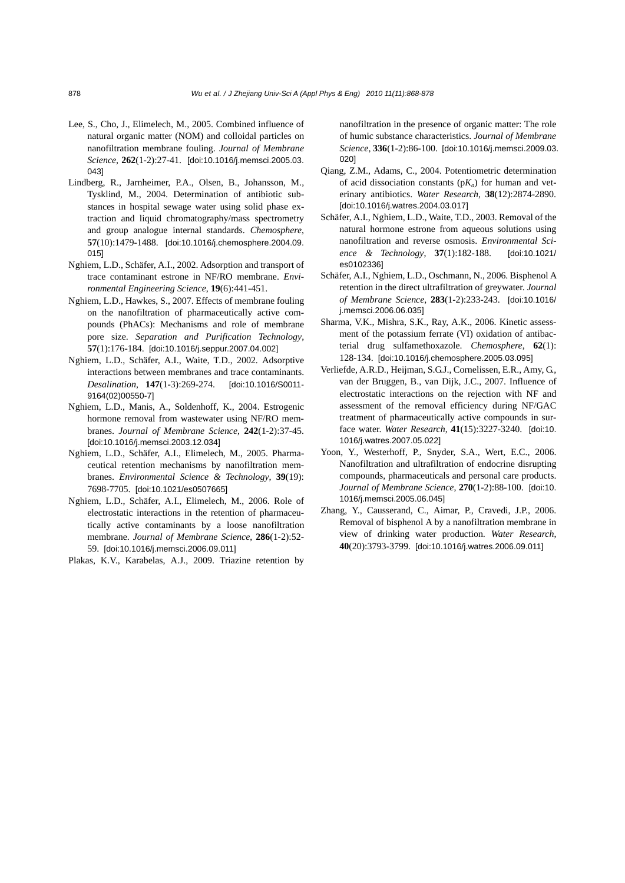Lee, S., Cho, J., Elimelech, M., 2005. Combined influence of natural organic matter (NOM) and colloidal particles on nanofiltration membrane fouling. *Journal of Membrane Science*, **262**(1-2):27-41. [doi:10.1016/j.memsci.2005.03.043]

Lindberg, R., Jarnheimer, P.A., Olsen, B., Johansson, M., Tysklind, M., 2004. Determination of antibiotic substances in hospital sewage water using solid phase extraction and liquid chromatography/mass spectrometry and group analogue internal standards. *Chemosphere*, **57**(10):1479-1488. [doi:10.1016/j.chemosphere.2004.09.015]

Nghiem, L.D., Schäfer, A.I., 2002. Adsorption and transport of trace contaminant estrone in NF/RO membrane. *Environmental Engineering Science*, **19**(6):441-451.

Nghiem, L.D., Hawkes, S., 2007. Effects of membrane fouling on the nanofiltration of pharmaceutically active compounds (PhACs): Mechanisms and role of membrane pore size. *Separation and Purification Technology*, **57**(1):176-184. [doi:10.1016/j.seppur.2007.04.002]

Nghiem, L.D., Schäfer, A.I., Waite, T.D., 2002. Adsorptive interactions between membranes and trace contaminants. *Desalination*, **147**(1-3):269-274. [doi:10.1016/S0011-9164(02)00550-7]

Nghiem, L.D., Manis, A., Soldenhoff, K., 2004. Estrogenic hormone removal from wastewater using NF/RO membranes. *Journal of Membrane Science*, **242**(1-2):37-45. [doi:10.1016/j.memsci.2003.12.034]

Nghiem, L.D., Schäfer, A.I., Elimelech, M., 2005. Pharmaceutical retention mechanisms by nanofiltration membranes. *Environmental Science & Technology*, **39**(19):7698-7705. [doi:10.1021/es0507665]

Nghiem, L.D., Schäfer, A.I., Elimelech, M., 2006. Role of electrostatic interactions in the retention of pharmaceutically active contaminants by a loose nanofiltration membrane. *Journal of Membrane Science*, **286**(1-2):52-59. [doi:10.1016/j.memsci.2006.09.011]

Plakas, K.V., Karabelas, A.J., 2009. Triazine retention by nanofiltration in the presence of organic matter: The role of humic substance characteristics. *Journal of Membrane Science*, **336**(1-2):86-100. [doi:10.1016/j.memsci.2009.03.020]

Qiang, Z.M., Adams, C., 2004. Potentiometric determination of acid dissociation constants (p$K_a$) for human and veterinary antibiotics. *Water Research*, **38**(12):2874-2890. [doi:10.1016/j.watres.2004.03.017]

Schäfer, A.I., Nghiem, L.D., Waite, T.D., 2003. Removal of the natural hormone estrone from aqueous solutions using nanofiltration and reverse osmosis. *Environmental Science & Technology*, **37**(1):182-188. [doi:10.1021/es0102336]

Schäfer, A.I., Nghiem, L.D., Oschmann, N., 2006. Bisphenol A retention in the direct ultrafiltration of greywater. *Journal of Membrane Science*, **283**(1-2):233-243. [doi:10.1016/j.memsci.2006.06.035]

Sharma, V.K., Mishra, S.K., Ray, A.K., 2006. Kinetic assessment of the potassium ferrate (VI) oxidation of antibacterial drug sulfamethoxazole. *Chemosphere*, **62**(1):128-134. [doi:10.1016/j.chemosphere.2005.03.095]

Verliefde, A.R.D., Heijman, S.G.J., Cornelissen, E.R., Amy, G., van der Bruggen, B., van Dijk, J.C., 2007. Influence of electrostatic interactions on the rejection with NF and assessment of the removal efficiency during NF/GAC treatment of pharmaceutically active compounds in surface water. *Water Research*, **41**(15):3227-3240. [doi:10.1016/j.watres.2007.05.022]

Yoon, Y., Westerhoff, P., Snyder, S.A., Wert, E.C., 2006. Nanofiltration and ultrafiltration of endocrine disrupting compounds, pharmaceuticals and personal care products. *Journal of Membrane Science*, **270**(1-2):88-100. [doi:10.1016/j.memsci.2005.06.045]

Zhang, Y., Causserand, C., Aimar, P., Cravedi, J.P., 2006. Removal of bisphenol A by a nanofiltration membrane in view of drinking water production. *Water Research*, **40**(20):3793-3799. [doi:10.1016/j.watres.2006.09.011]